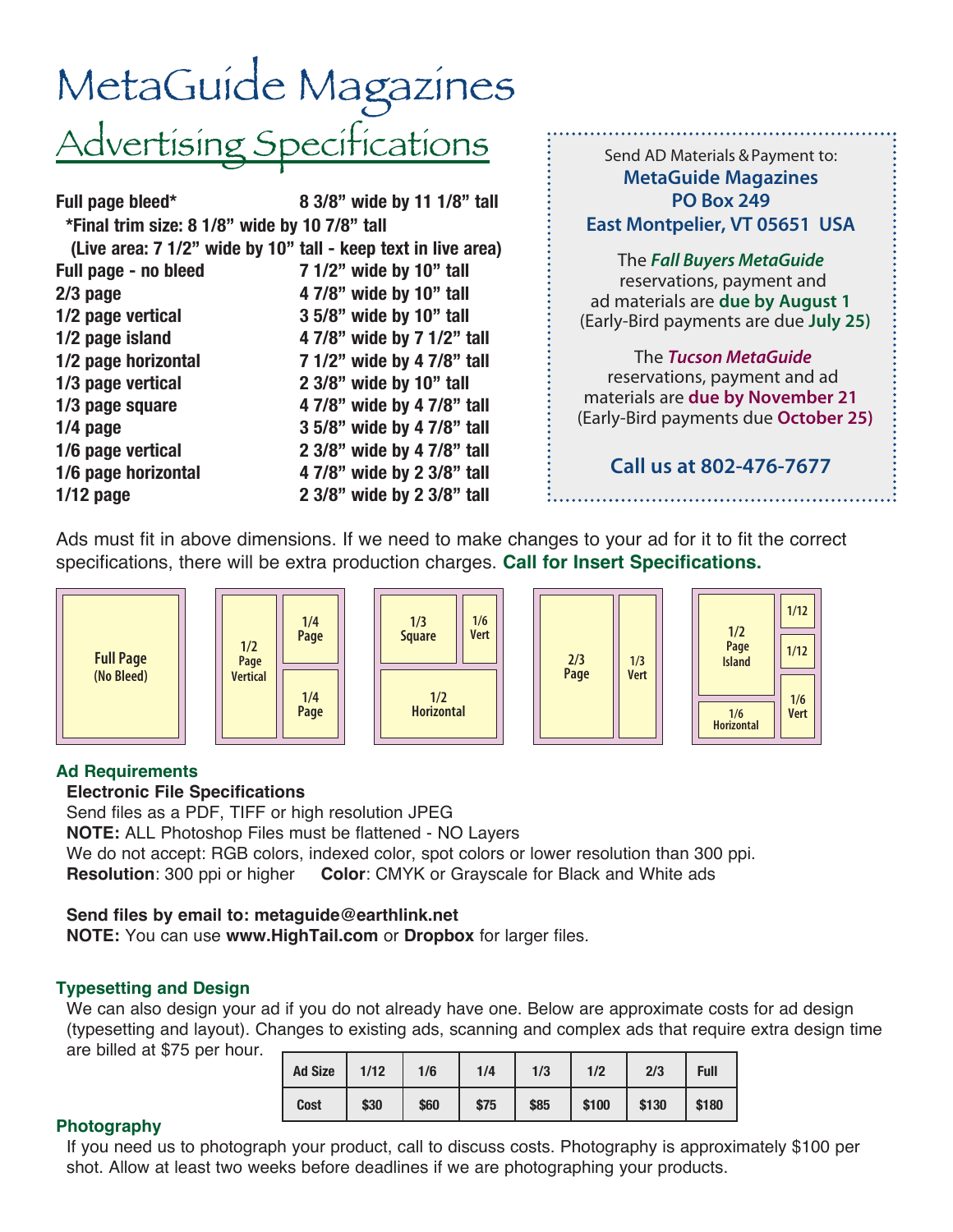# MetaGuide Magazines

## Advertising Specifications

| | |
|---|---|
| **Full page bleed*** | **8 3/8" wide by 11 1/8" tall** |
| **\*Final trim size: 8 1/8" wide by 10 7/8" tall** | |
| **(Live area: 7 1/2" wide by 10" tall - keep text in live area)** | |
| **Full page - no bleed** | **7 1/2" wide by 10" tall** |
| **2/3 page** | **4 7/8" wide by 10" tall** |
| **1/2 page vertical** | **3 5/8" wide by 10" tall** |
| **1/2 page island** | **4 7/8" wide by 7 1/2" tall** |
| **1/2 page horizontal** | **7 1/2" wide by 4 7/8" tall** |
| **1/3 page vertical** | **2 3/8" wide by 10" tall** |
| **1/3 page square** | **4 7/8" wide by 4 7/8" tall** |
| **1/4 page** | **3 5/8" wide by 4 7/8" tall** |
| **1/6 page vertical** | **2 3/8" wide by 4 7/8" tall** |
| **1/6 page horizontal** | **4 7/8" wide by 2 3/8" tall** |
| **1/12 page** | **2 3/8" wide by 2 3/8" tall** |

Send AD Materials & Payment to:
**MetaGuide Magazines**
**PO Box 249**
**East Montpelier, VT 05651 USA**

The ***Fall Buyers MetaGuide*** reservations, payment and ad materials are **due by August 1** (Early-Bird payments are due **July 25)**

The ***Tucson MetaGuide*** reservations, payment and ad materials are **due by November 21** (Early-Bird payments due **October 25)**

**Call us at 802-476-7677**

Ads must fit in above dimensions. If we need to make changes to your ad for it to fit the correct specifications, there will be extra production charges. **Call for Insert Specifications.**

Full Page (No Bleed) | 1/2 Page Vertical, 1/4 Page, 1/4 Page | 1/3 Square, 1/6 Vert, 1/2 Horizontal | 2/3 Page, 1/3 Vert | 1/2 Page Island, 1/12, 1/12, 1/6 Horizontal, 1/6 Vert

### Ad Requirements

**Electronic File Specifications**

Send files as a PDF, TIFF or high resolution JPEG

**NOTE:** ALL Photoshop Files must be flattened - NO Layers

We do not accept: RGB colors, indexed color, spot colors or lower resolution than 300 ppi.

**Resolution**: 300 ppi or higher **Color**: CMYK or Grayscale for Black and White ads

**Send files by email to: metaguide@earthlink.net**

**NOTE:** You can use **www.HighTail.com** or **Dropbox** for larger files.

### Typesetting and Design

We can also design your ad if you do not already have one. Below are approximate costs for ad design (typesetting and layout). Changes to existing ads, scanning and complex ads that require extra design time are billed at $75 per hour.

| Ad Size | 1/12 | 1/6 | 1/4 | 1/3 | 1/2 | 2/3 | Full |
|---|---|---|---|---|---|---|---|
| Cost | $30 | $60 | $75 | $85 | $100 | $130 | $180 |

### Photography

If you need us to photograph your product, call to discuss costs. Photography is approximately $100 per shot. Allow at least two weeks before deadlines if we are photographing your products.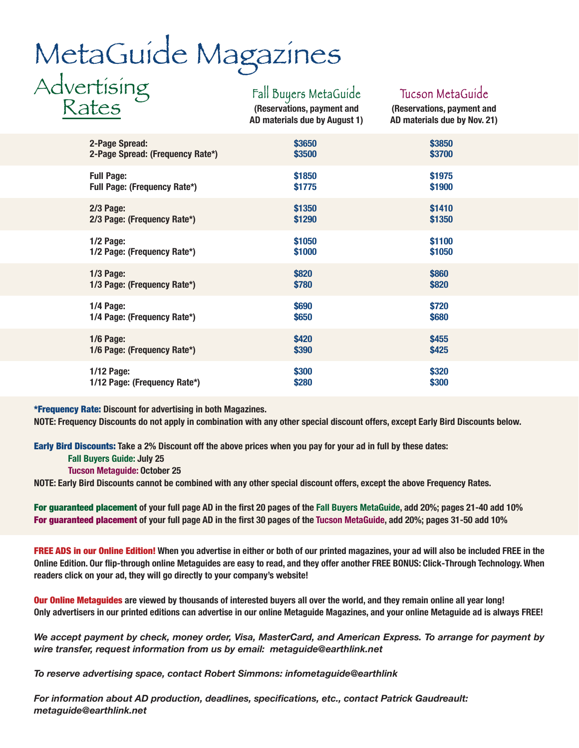# MetaGuide Magazines

## Advertising Rates

| | Fall Buyers MetaGuide (Reservations, payment and AD materials due by August 1) | Tucson MetaGuide (Reservations, payment and AD materials due by Nov. 21) |
|---|---|---|
| 2-Page Spread: | $3650 | $3850 |
| 2-Page Spread: (Frequency Rate*) | $3500 | $3700 |
| Full Page: | $1850 | $1975 |
| Full Page: (Frequency Rate*) | $1775 | $1900 |
| 2/3 Page: | $1350 | $1410 |
| 2/3 Page: (Frequency Rate*) | $1290 | $1350 |
| 1/2 Page: | $1050 | $1100 |
| 1/2 Page: (Frequency Rate*) | $1000 | $1050 |
| 1/3 Page: | $820 | $860 |
| 1/3 Page: (Frequency Rate*) | $780 | $820 |
| 1/4 Page: | $690 | $720 |
| 1/4 Page: (Frequency Rate*) | $650 | $680 |
| 1/6 Page: | $420 | $455 |
| 1/6 Page: (Frequency Rate*) | $390 | $425 |
| 1/12 Page: | $300 | $320 |
| 1/12 Page: (Frequency Rate*) | $280 | $300 |

**\*Frequency Rate:** Discount for advertising in both Magazines.

**NOTE:** Frequency Discounts do not apply in combination with any other special discount offers, except Early Bird Discounts below.

**Early Bird Discounts:** Take a 2% Discount off the above prices when you pay for your ad in full by these dates:

- **Fall Buyers Guide:** July 25
- **Tucson Metaguide:** October 25

**NOTE:** Early Bird Discounts cannot be combined with any other special discount offers, except the above Frequency Rates.

**For guaranteed placement** of your full page AD in the first 20 pages of the Fall Buyers MetaGuide, add 20%; pages 21-40 add 10%

**For guaranteed placement** of your full page AD in the first 30 pages of the Tucson MetaGuide, add 20%; pages 31-50 add 10%

**FREE ADS in our Online Edition!** When you advertise in either or both of our printed magazines, your ad will also be included FREE in the Online Edition. Our flip-through online Metaguides are easy to read, and they offer another FREE BONUS: Click-Through Technology. When readers click on your ad, they will go directly to your company's website!

**Our Online Metaguides** are viewed by thousands of interested buyers all over the world, and they remain online all year long! Only advertisers in our printed editions can advertise in our online Metaguide Magazines, and your online Metaguide ad is always FREE!

*We accept payment by check, money order, Visa, MasterCard, and American Express. To arrange for payment by wire transfer, request information from us by email: metaguide@earthlink.net*

*To reserve advertising space, contact Robert Simmons: infometaguide@earthlink*

*For information about AD production, deadlines, specifications, etc., contact Patrick Gaudreault: metaguide@earthlink.net*